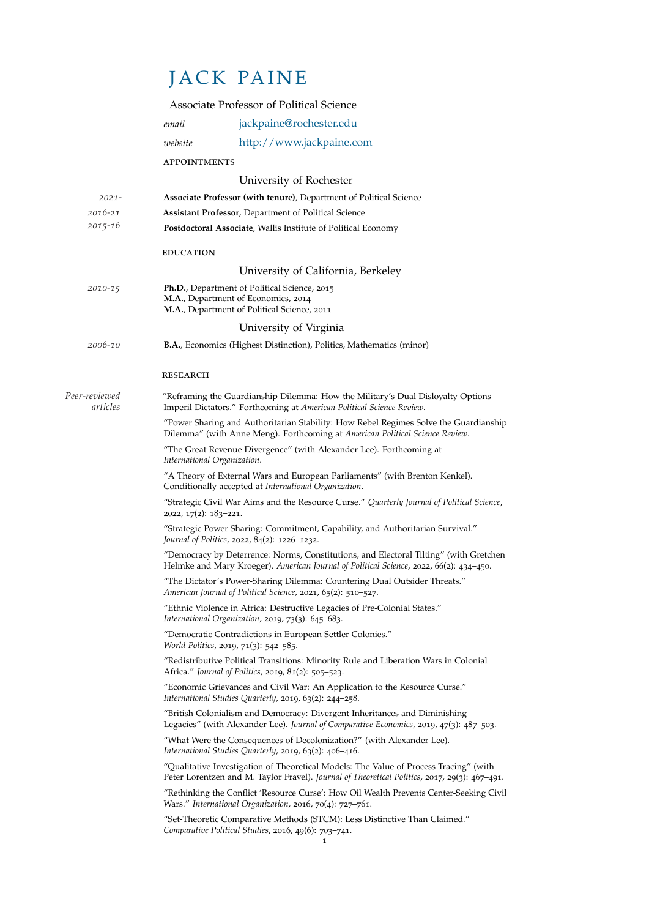# JACK PAINE

Associate Professor of Political Science

*email* jackpaine@rochester.edu

*website* http://www.jackpaine.com

## APPOINTMENTS

### University of Rochester

*2021-* **Associate Professor (with tenure)**, Department of Political Science

*2016-21* **Assistant Professor**, Department of Political Science

*2015-16* **Postdoctoral Associate**, Wallis Institute of Political Economy

## EDUCATION

### University of California, Berkeley

*2010-15* **Ph.D.**, Department of Political Science, 2015
**M.A.**, Department of Economics, 2014
**M.A.**, Department of Political Science, 2011

### University of Virginia

*2006-10* **B.A.**, Economics (Highest Distinction), Politics, Mathematics (minor)

## RESEARCH

*Peer-reviewed articles*

"Reframing the Guardianship Dilemma: How the Military's Dual Disloyalty Options Imperil Dictators." Forthcoming at *American Political Science Review*.

"Power Sharing and Authoritarian Stability: How Rebel Regimes Solve the Guardianship Dilemma" (with Anne Meng). Forthcoming at *American Political Science Review*.

"The Great Revenue Divergence" (with Alexander Lee). Forthcoming at *International Organization*.

"A Theory of External Wars and European Parliaments" (with Brenton Kenkel). Conditionally accepted at *International Organization*.

"Strategic Civil War Aims and the Resource Curse." *Quarterly Journal of Political Science*, 2022, 17(2): 183–221.

"Strategic Power Sharing: Commitment, Capability, and Authoritarian Survival." *Journal of Politics*, 2022, 84(2): 1226–1232.

"Democracy by Deterrence: Norms, Constitutions, and Electoral Tilting" (with Gretchen Helmke and Mary Kroeger). *American Journal of Political Science*, 2022, 66(2): 434–450.

"The Dictator's Power-Sharing Dilemma: Countering Dual Outsider Threats." *American Journal of Political Science*, 2021, 65(2): 510–527.

"Ethnic Violence in Africa: Destructive Legacies of Pre-Colonial States." *International Organization*, 2019, 73(3): 645–683.

"Democratic Contradictions in European Settler Colonies." *World Politics*, 2019, 71(3): 542–585.

"Redistributive Political Transitions: Minority Rule and Liberation Wars in Colonial Africa." *Journal of Politics*, 2019, 81(2): 505–523.

"Economic Grievances and Civil War: An Application to the Resource Curse." *International Studies Quarterly*, 2019, 63(2): 244–258.

"British Colonialism and Democracy: Divergent Inheritances and Diminishing Legacies" (with Alexander Lee). *Journal of Comparative Economics*, 2019, 47(3): 487–503.

"What Were the Consequences of Decolonization?" (with Alexander Lee). *International Studies Quarterly*, 2019, 63(2): 406–416.

"Qualitative Investigation of Theoretical Models: The Value of Process Tracing" (with Peter Lorentzen and M. Taylor Fravel). *Journal of Theoretical Politics*, 2017, 29(3): 467–491.

"Rethinking the Conflict 'Resource Curse': How Oil Wealth Prevents Center-Seeking Civil Wars." *International Organization*, 2016, 70(4): 727–761.

"Set-Theoretic Comparative Methods (STCM): Less Distinctive Than Claimed." *Comparative Political Studies*, 2016, 49(6): 703–741.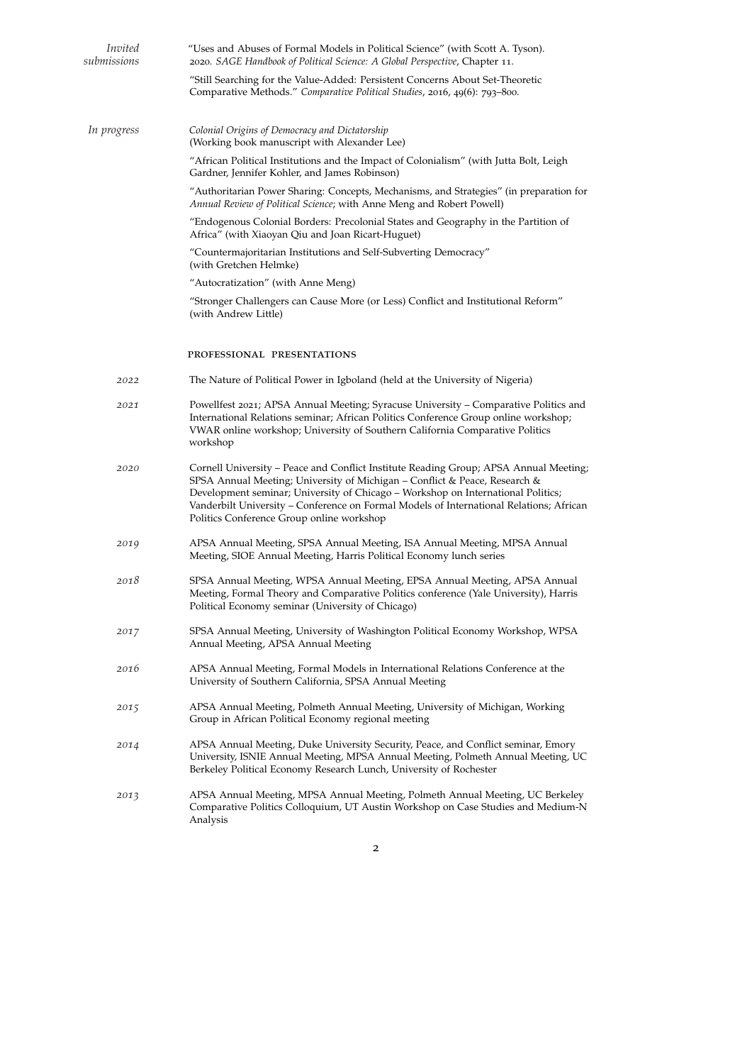*Invited submissions*

"Uses and Abuses of Formal Models in Political Science" (with Scott A. Tyson). 2020. *SAGE Handbook of Political Science: A Global Perspective*, Chapter 11.

"Still Searching for the Value-Added: Persistent Concerns About Set-Theoretic Comparative Methods." *Comparative Political Studies*, 2016, 49(6): 793–800.

*In progress*

*Colonial Origins of Democracy and Dictatorship* (Working book manuscript with Alexander Lee)

"African Political Institutions and the Impact of Colonialism" (with Jutta Bolt, Leigh Gardner, Jennifer Kohler, and James Robinson)

"Authoritarian Power Sharing: Concepts, Mechanisms, and Strategies" (in preparation for *Annual Review of Political Science*; with Anne Meng and Robert Powell)

"Endogenous Colonial Borders: Precolonial States and Geography in the Partition of Africa" (with Xiaoyan Qiu and Joan Ricart-Huguet)

"Countermajoritarian Institutions and Self-Subverting Democracy" (with Gretchen Helmke)

"Autocratization" (with Anne Meng)

"Stronger Challengers can Cause More (or Less) Conflict and Institutional Reform" (with Andrew Little)

## PROFESSIONAL PRESENTATIONS

*2022* — The Nature of Political Power in Igboland (held at the University of Nigeria)

*2021* — Powellfest 2021; APSA Annual Meeting; Syracuse University – Comparative Politics and International Relations seminar; African Politics Conference Group online workshop; VWAR online workshop; University of Southern California Comparative Politics workshop

*2020* — Cornell University – Peace and Conflict Institute Reading Group; APSA Annual Meeting; SPSA Annual Meeting; University of Michigan – Conflict & Peace, Research & Development seminar; University of Chicago – Workshop on International Politics; Vanderbilt University – Conference on Formal Models of International Relations; African Politics Conference Group online workshop

*2019* — APSA Annual Meeting, SPSA Annual Meeting, ISA Annual Meeting, MPSA Annual Meeting, SIOE Annual Meeting, Harris Political Economy lunch series

*2018* — SPSA Annual Meeting, WPSA Annual Meeting, EPSA Annual Meeting, APSA Annual Meeting, Formal Theory and Comparative Politics conference (Yale University), Harris Political Economy seminar (University of Chicago)

*2017* — SPSA Annual Meeting, University of Washington Political Economy Workshop, WPSA Annual Meeting, APSA Annual Meeting

*2016* — APSA Annual Meeting, Formal Models in International Relations Conference at the University of Southern California, SPSA Annual Meeting

*2015* — APSA Annual Meeting, Polmeth Annual Meeting, University of Michigan, Working Group in African Political Economy regional meeting

*2014* — APSA Annual Meeting, Duke University Security, Peace, and Conflict seminar, Emory University, ISNIE Annual Meeting, MPSA Annual Meeting, Polmeth Annual Meeting, UC Berkeley Political Economy Research Lunch, University of Rochester

*2013* — APSA Annual Meeting, MPSA Annual Meeting, Polmeth Annual Meeting, UC Berkeley Comparative Politics Colloquium, UT Austin Workshop on Case Studies and Medium-N Analysis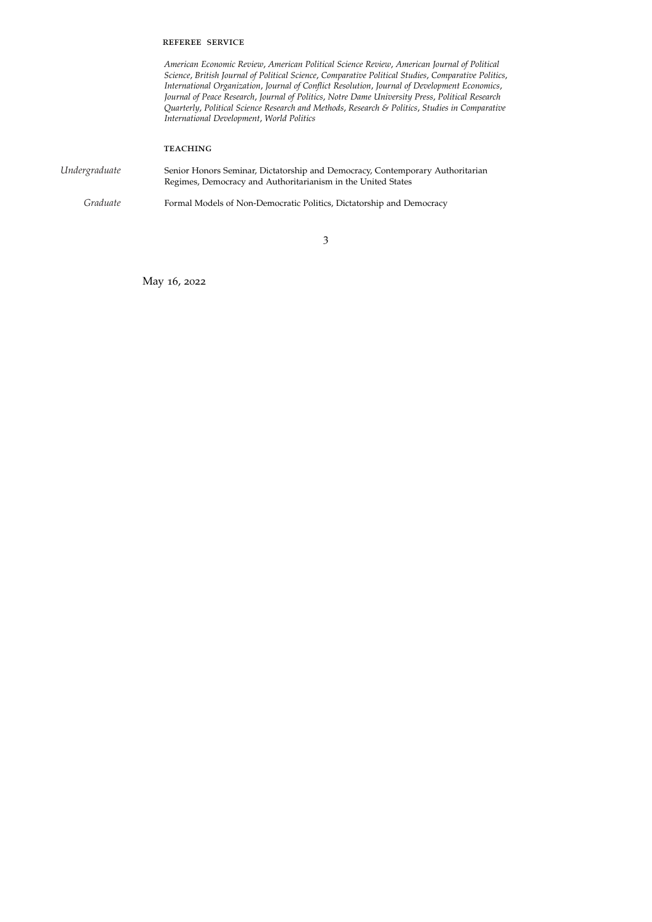## REFEREE SERVICE

*American Economic Review*, *American Political Science Review*, *American Journal of Political Science*, *British Journal of Political Science*, *Comparative Political Studies*, *Comparative Politics*, *International Organization*, *Journal of Conflict Resolution*, *Journal of Development Economics*, *Journal of Peace Research*, *Journal of Politics*, *Notre Dame University Press*, *Political Research Quarterly*, *Political Science Research and Methods*, *Research & Politics*, *Studies in Comparative International Development*, *World Politics*

## TEACHING

*Undergraduate* Senior Honors Seminar, Dictatorship and Democracy, Contemporary Authoritarian Regimes, Democracy and Authoritarianism in the United States

*Graduate* Formal Models of Non-Democratic Politics, Dictatorship and Democracy

May 16, 2022